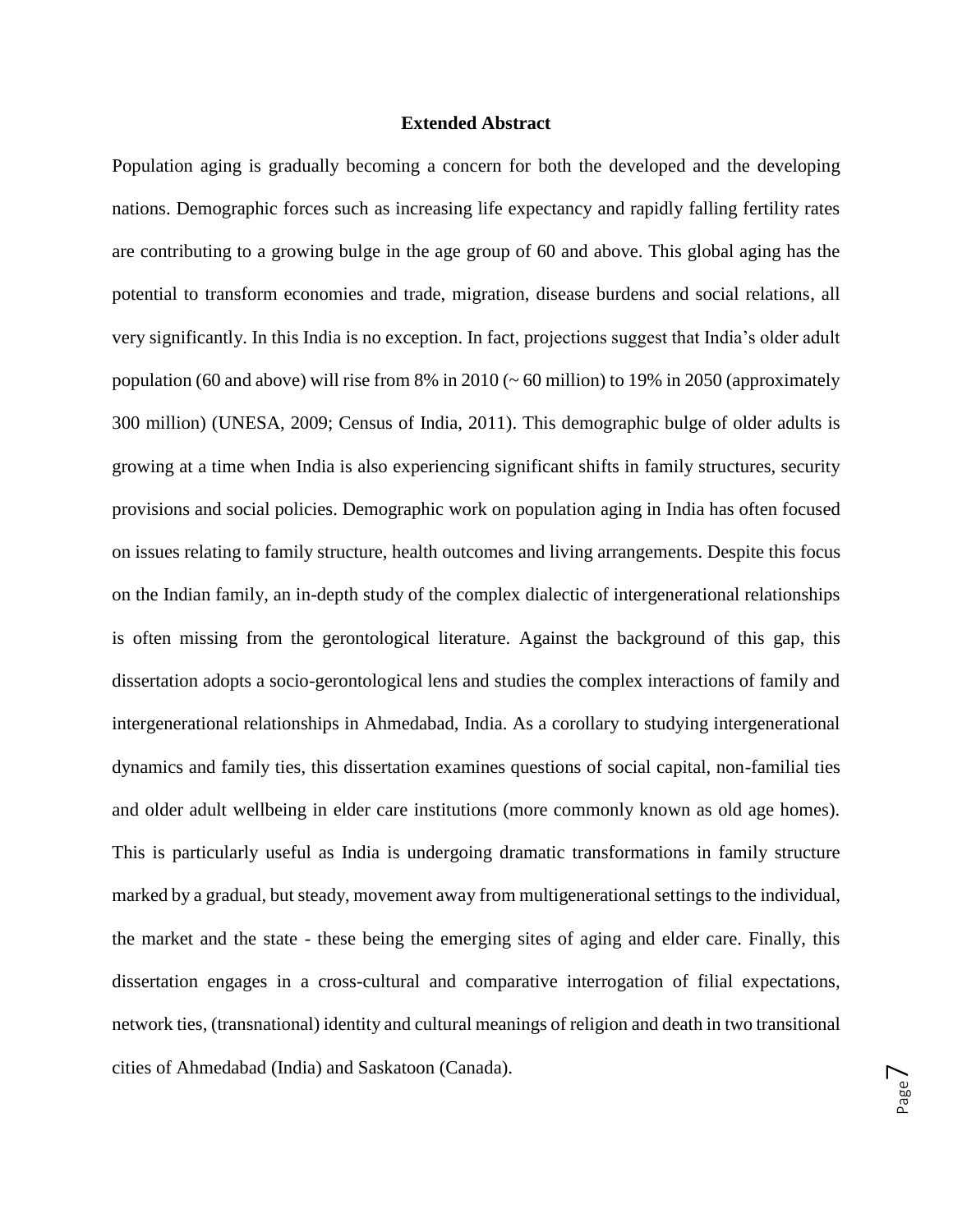## Extended Abstract

Population aging is gradually becoming a concern for both the developed and the developing nations. Demographic forces such as increasing life expectancy and rapidly falling fertility rates are contributing to a growing bulge in the age group of 60 and above. This global aging has the potential to transform economies and trade, migration, disease burdens and social relations, all very significantly. In this India is no exception. In fact, projections suggest that India's older adult population (60 and above) will rise from 8% in 2010 (~ 60 million) to 19% in 2050 (approximately 300 million) (UNESA, 2009; Census of India, 2011). This demographic bulge of older adults is growing at a time when India is also experiencing significant shifts in family structures, security provisions and social policies. Demographic work on population aging in India has often focused on issues relating to family structure, health outcomes and living arrangements. Despite this focus on the Indian family, an in-depth study of the complex dialectic of intergenerational relationships is often missing from the gerontological literature. Against the background of this gap, this dissertation adopts a socio-gerontological lens and studies the complex interactions of family and intergenerational relationships in Ahmedabad, India. As a corollary to studying intergenerational dynamics and family ties, this dissertation examines questions of social capital, non-familial ties and older adult wellbeing in elder care institutions (more commonly known as old age homes). This is particularly useful as India is undergoing dramatic transformations in family structure marked by a gradual, but steady, movement away from multigenerational settings to the individual, the market and the state - these being the emerging sites of aging and elder care. Finally, this dissertation engages in a cross-cultural and comparative interrogation of filial expectations, network ties, (transnational) identity and cultural meanings of religion and death in two transitional cities of Ahmedabad (India) and Saskatoon (Canada).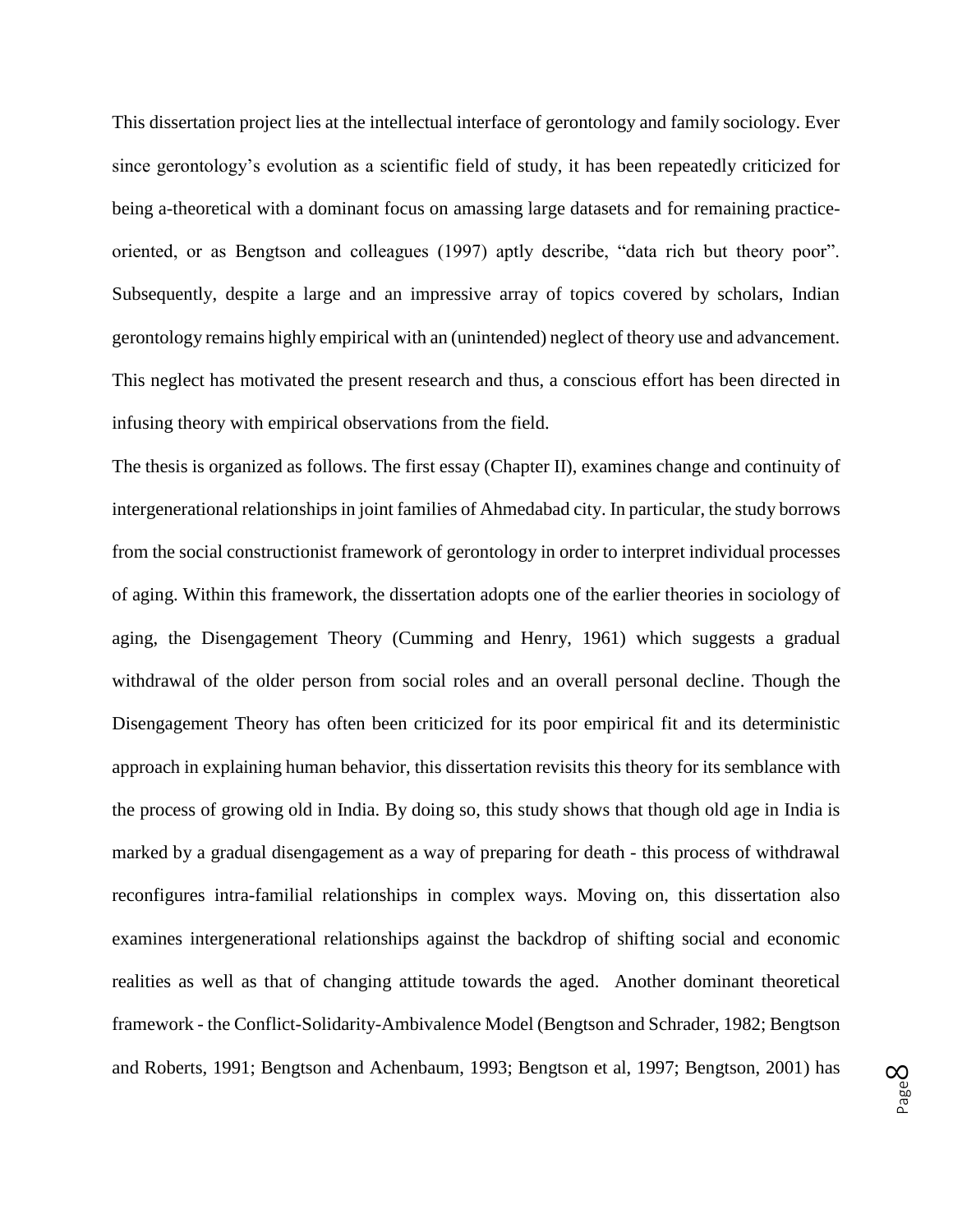This dissertation project lies at the intellectual interface of gerontology and family sociology. Ever since gerontology's evolution as a scientific field of study, it has been repeatedly criticized for being a-theoretical with a dominant focus on amassing large datasets and for remaining practice-oriented, or as Bengtson and colleagues (1997) aptly describe, "data rich but theory poor". Subsequently, despite a large and an impressive array of topics covered by scholars, Indian gerontology remains highly empirical with an (unintended) neglect of theory use and advancement. This neglect has motivated the present research and thus, a conscious effort has been directed in infusing theory with empirical observations from the field.

The thesis is organized as follows. The first essay (Chapter II), examines change and continuity of intergenerational relationships in joint families of Ahmedabad city. In particular, the study borrows from the social constructionist framework of gerontology in order to interpret individual processes of aging. Within this framework, the dissertation adopts one of the earlier theories in sociology of aging, the Disengagement Theory (Cumming and Henry, 1961) which suggests a gradual withdrawal of the older person from social roles and an overall personal decline. Though the Disengagement Theory has often been criticized for its poor empirical fit and its deterministic approach in explaining human behavior, this dissertation revisits this theory for its semblance with the process of growing old in India. By doing so, this study shows that though old age in India is marked by a gradual disengagement as a way of preparing for death - this process of withdrawal reconfigures intra-familial relationships in complex ways. Moving on, this dissertation also examines intergenerational relationships against the backdrop of shifting social and economic realities as well as that of changing attitude towards the aged. Another dominant theoretical framework - the Conflict-Solidarity-Ambivalence Model (Bengtson and Schrader, 1982; Bengtson and Roberts, 1991; Bengtson and Achenbaum, 1993; Bengtson et al, 1997; Bengtson, 2001) has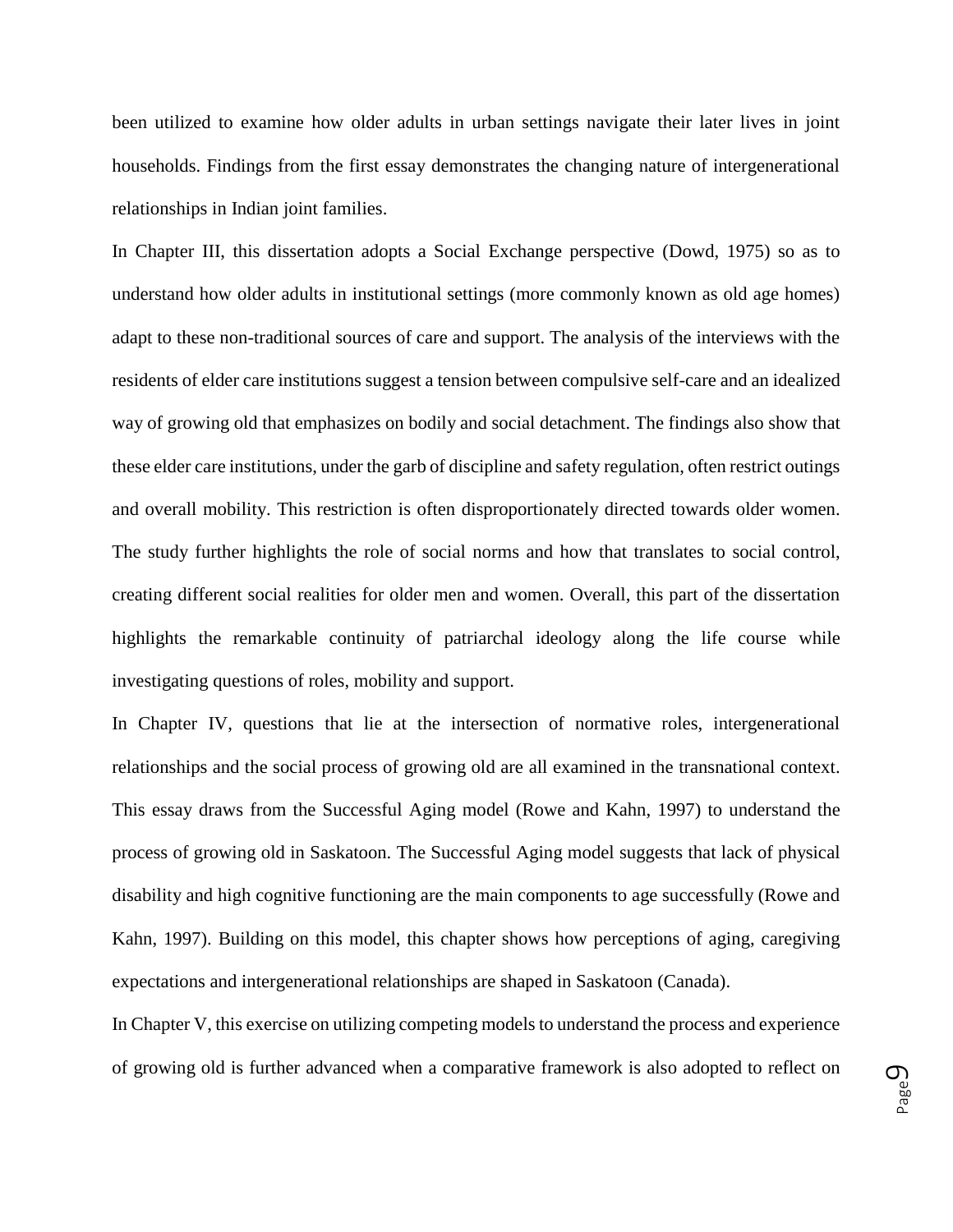been utilized to examine how older adults in urban settings navigate their later lives in joint households. Findings from the first essay demonstrates the changing nature of intergenerational relationships in Indian joint families.

In Chapter III, this dissertation adopts a Social Exchange perspective (Dowd, 1975) so as to understand how older adults in institutional settings (more commonly known as old age homes) adapt to these non-traditional sources of care and support. The analysis of the interviews with the residents of elder care institutions suggest a tension between compulsive self-care and an idealized way of growing old that emphasizes on bodily and social detachment. The findings also show that these elder care institutions, under the garb of discipline and safety regulation, often restrict outings and overall mobility. This restriction is often disproportionately directed towards older women. The study further highlights the role of social norms and how that translates to social control, creating different social realities for older men and women. Overall, this part of the dissertation highlights the remarkable continuity of patriarchal ideology along the life course while investigating questions of roles, mobility and support.

In Chapter IV, questions that lie at the intersection of normative roles, intergenerational relationships and the social process of growing old are all examined in the transnational context. This essay draws from the Successful Aging model (Rowe and Kahn, 1997) to understand the process of growing old in Saskatoon. The Successful Aging model suggests that lack of physical disability and high cognitive functioning are the main components to age successfully (Rowe and Kahn, 1997). Building on this model, this chapter shows how perceptions of aging, caregiving expectations and intergenerational relationships are shaped in Saskatoon (Canada).

In Chapter V, this exercise on utilizing competing models to understand the process and experience of growing old is further advanced when a comparative framework is also adopted to reflect on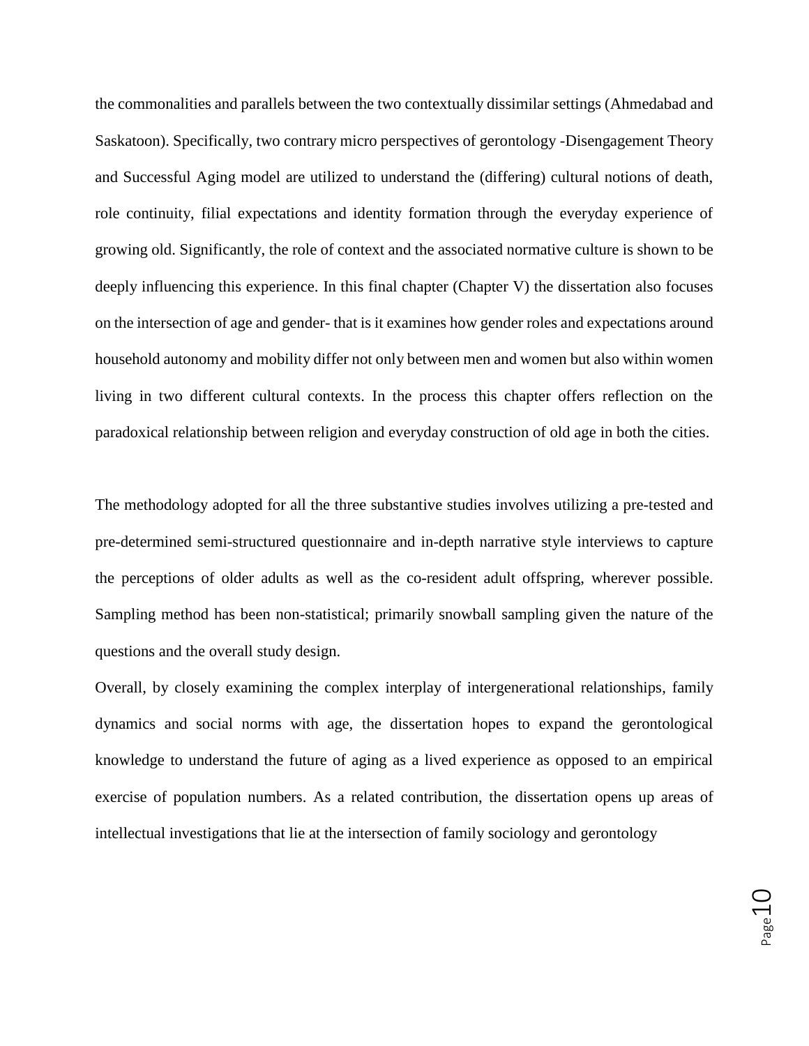the commonalities and parallels between the two contextually dissimilar settings (Ahmedabad and Saskatoon). Specifically, two contrary micro perspectives of gerontology -Disengagement Theory and Successful Aging model are utilized to understand the (differing) cultural notions of death, role continuity, filial expectations and identity formation through the everyday experience of growing old. Significantly, the role of context and the associated normative culture is shown to be deeply influencing this experience. In this final chapter (Chapter V) the dissertation also focuses on the intersection of age and gender- that is it examines how gender roles and expectations around household autonomy and mobility differ not only between men and women but also within women living in two different cultural contexts. In the process this chapter offers reflection on the paradoxical relationship between religion and everyday construction of old age in both the cities.

The methodology adopted for all the three substantive studies involves utilizing a pre-tested and pre-determined semi-structured questionnaire and in-depth narrative style interviews to capture the perceptions of older adults as well as the co-resident adult offspring, wherever possible. Sampling method has been non-statistical; primarily snowball sampling given the nature of the questions and the overall study design.

Overall, by closely examining the complex interplay of intergenerational relationships, family dynamics and social norms with age, the dissertation hopes to expand the gerontological knowledge to understand the future of aging as a lived experience as opposed to an empirical exercise of population numbers. As a related contribution, the dissertation opens up areas of intellectual investigations that lie at the intersection of family sociology and gerontology